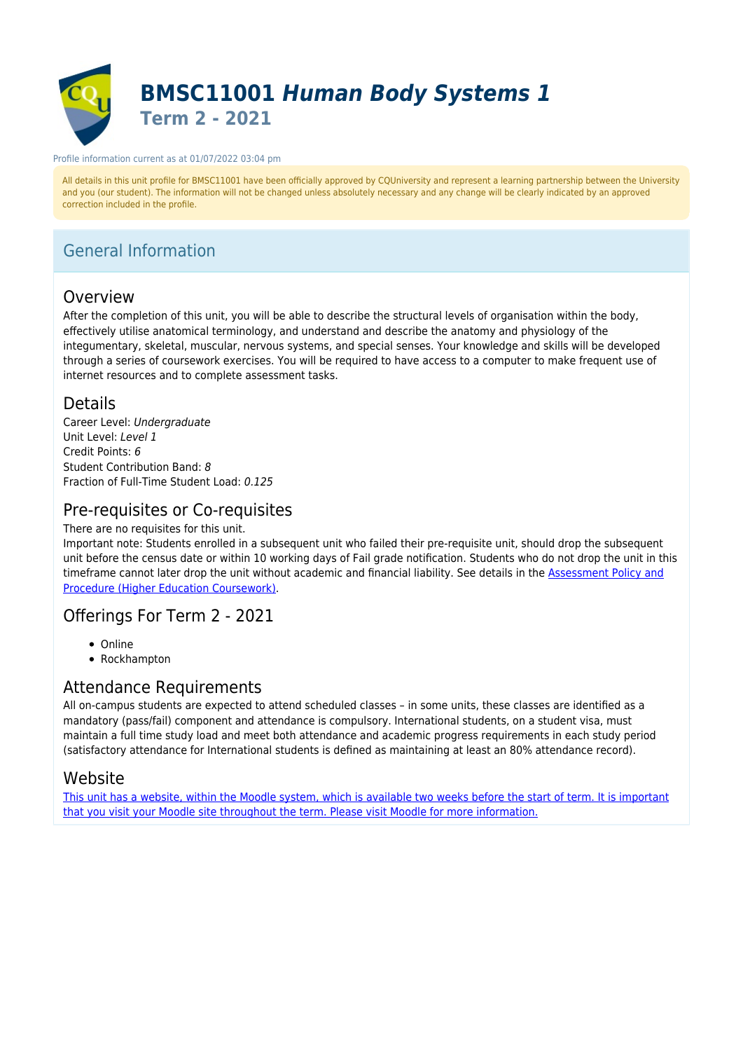# BMSC11001 *Human Body Systems 1*

## Term 2 - 2021

Profile information current as at 01/07/2022 03:04 pm

All details in this unit profile for BMSC11001 have been officially approved by CQUniversity and represent a learning partnership between the University and you (our student). The information will not be changed unless absolutely necessary and any change will be clearly indicated by an approved correction included in the profile.

## General Information

### Overview

After the completion of this unit, you will be able to describe the structural levels of organisation within the body, effectively utilise anatomical terminology, and understand and describe the anatomy and physiology of the integumentary, skeletal, muscular, nervous systems, and special senses. Your knowledge and skills will be developed through a series of coursework exercises. You will be required to have access to a computer to make frequent use of internet resources and to complete assessment tasks.

### Details

Career Level: *Undergraduate*
Unit Level: *Level 1*
Credit Points: *6*
Student Contribution Band: *8*
Fraction of Full-Time Student Load: *0.125*

### Pre-requisites or Co-requisites

There are no requisites for this unit.
Important note: Students enrolled in a subsequent unit who failed their pre-requisite unit, should drop the subsequent unit before the census date or within 10 working days of Fail grade notification. Students who do not drop the unit in this timeframe cannot later drop the unit without academic and financial liability. See details in the Assessment Policy and Procedure (Higher Education Coursework).

### Offerings For Term 2 - 2021

- Online
- Rockhampton

### Attendance Requirements

All on-campus students are expected to attend scheduled classes – in some units, these classes are identified as a mandatory (pass/fail) component and attendance is compulsory. International students, on a student visa, must maintain a full time study load and meet both attendance and academic progress requirements in each study period (satisfactory attendance for International students is defined as maintaining at least an 80% attendance record).

### Website

This unit has a website, within the Moodle system, which is available two weeks before the start of term. It is important that you visit your Moodle site throughout the term. Please visit Moodle for more information.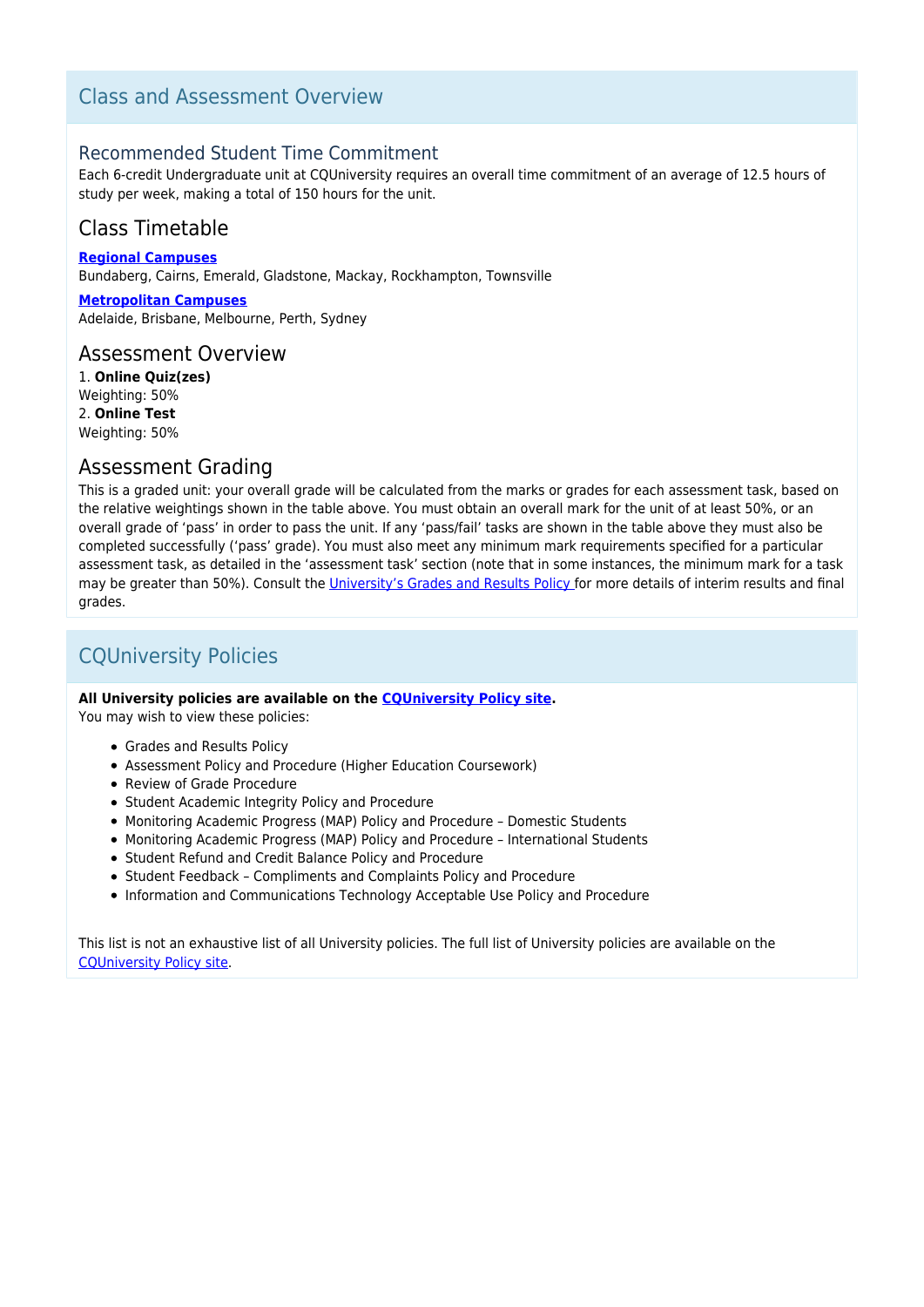## Class and Assessment Overview

### Recommended Student Time Commitment

Each 6-credit Undergraduate unit at CQUniversity requires an overall time commitment of an average of 12.5 hours of study per week, making a total of 150 hours for the unit.

### Class Timetable

**Regional Campuses**
Bundaberg, Cairns, Emerald, Gladstone, Mackay, Rockhampton, Townsville

**Metropolitan Campuses**
Adelaide, Brisbane, Melbourne, Perth, Sydney

### Assessment Overview

1. **Online Quiz(zes)**
Weighting: 50%
2. **Online Test**
Weighting: 50%

### Assessment Grading

This is a graded unit: your overall grade will be calculated from the marks or grades for each assessment task, based on the relative weightings shown in the table above. You must obtain an overall mark for the unit of at least 50%, or an overall grade of 'pass' in order to pass the unit. If any 'pass/fail' tasks are shown in the table above they must also be completed successfully ('pass' grade). You must also meet any minimum mark requirements specified for a particular assessment task, as detailed in the 'assessment task' section (note that in some instances, the minimum mark for a task may be greater than 50%). Consult the University's Grades and Results Policy for more details of interim results and final grades.

## CQUniversity Policies

**All University policies are available on the CQUniversity Policy site.**
You may wish to view these policies:

- Grades and Results Policy
- Assessment Policy and Procedure (Higher Education Coursework)
- Review of Grade Procedure
- Student Academic Integrity Policy and Procedure
- Monitoring Academic Progress (MAP) Policy and Procedure – Domestic Students
- Monitoring Academic Progress (MAP) Policy and Procedure – International Students
- Student Refund and Credit Balance Policy and Procedure
- Student Feedback – Compliments and Complaints Policy and Procedure
- Information and Communications Technology Acceptable Use Policy and Procedure

This list is not an exhaustive list of all University policies. The full list of University policies are available on the CQUniversity Policy site.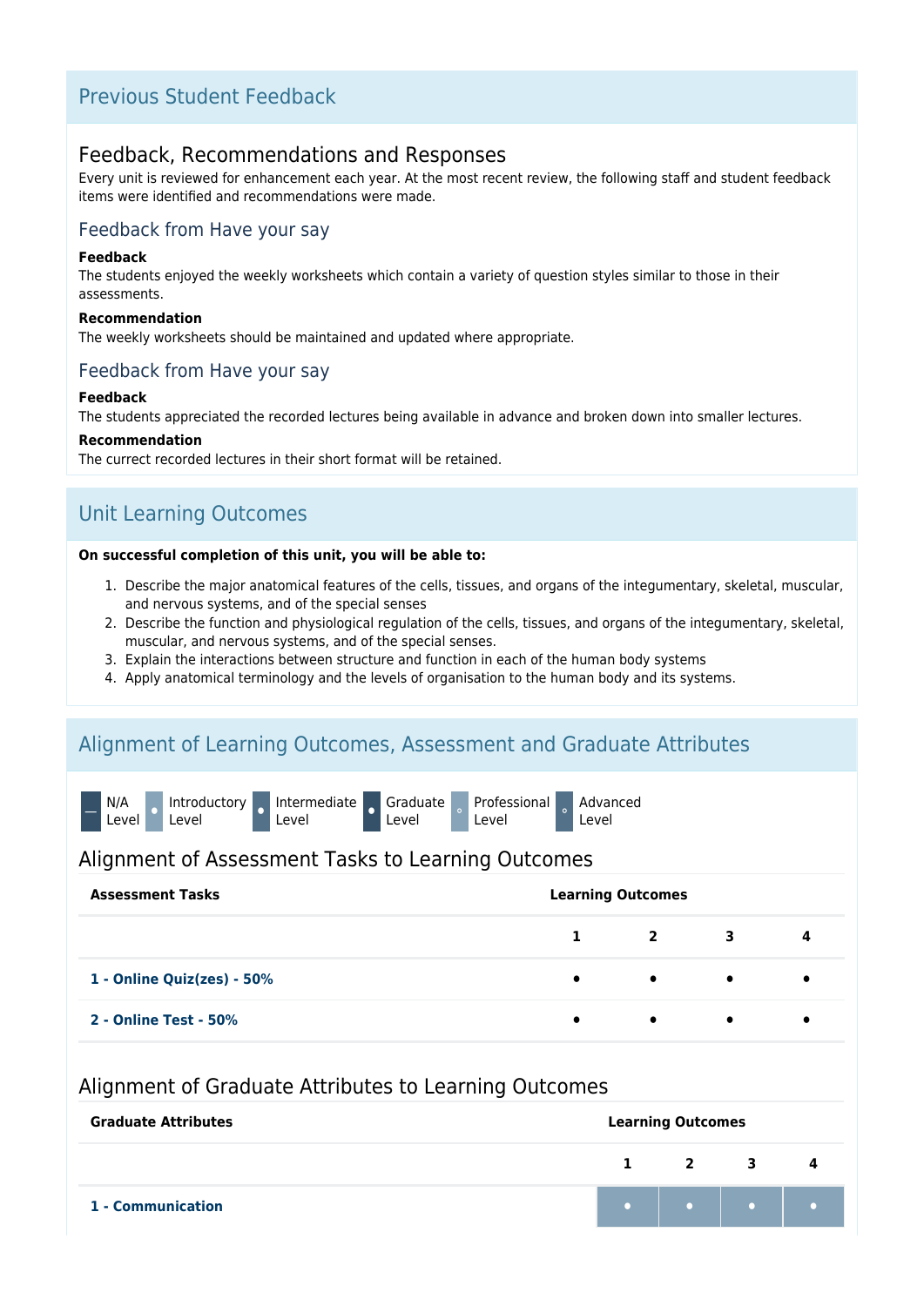## Previous Student Feedback

### Feedback, Recommendations and Responses

Every unit is reviewed for enhancement each year. At the most recent review, the following staff and student feedback items were identified and recommendations were made.

#### Feedback from Have your say

**Feedback**

The students enjoyed the weekly worksheets which contain a variety of question styles similar to those in their assessments.

**Recommendation**

The weekly worksheets should be maintained and updated where appropriate.

#### Feedback from Have your say

**Feedback**

The students appreciated the recorded lectures being available in advance and broken down into smaller lectures.

**Recommendation**

The currect recorded lectures in their short format will be retained.

## Unit Learning Outcomes

**On successful completion of this unit, you will be able to:**

1. Describe the major anatomical features of the cells, tissues, and organs of the integumentary, skeletal, muscular, and nervous systems, and of the special senses
2. Describe the function and physiological regulation of the cells, tissues, and organs of the integumentary, skeletal, muscular, and nervous systems, and of the special senses.
3. Explain the interactions between structure and function in each of the human body systems
4. Apply anatomical terminology and the levels of organisation to the human body and its systems.

## Alignment of Learning Outcomes, Assessment and Graduate Attributes

— N/A Level · Introductory Level · Intermediate Level · Graduate Level · Professional Level · Advanced Level

### Alignment of Assessment Tasks to Learning Outcomes

| Assessment Tasks | Learning Outcomes | | | |
|---|---|---|---|---|
| | 1 | 2 | 3 | 4 |
| 1 - Online Quiz(zes) - 50% | • | • | • | • |
| 2 - Online Test - 50% | • | • | • | • |

### Alignment of Graduate Attributes to Learning Outcomes

| Graduate Attributes | Learning Outcomes | | | |
|---|---|---|---|---|
| | 1 | 2 | 3 | 4 |
| 1 - Communication | • | • | • | • |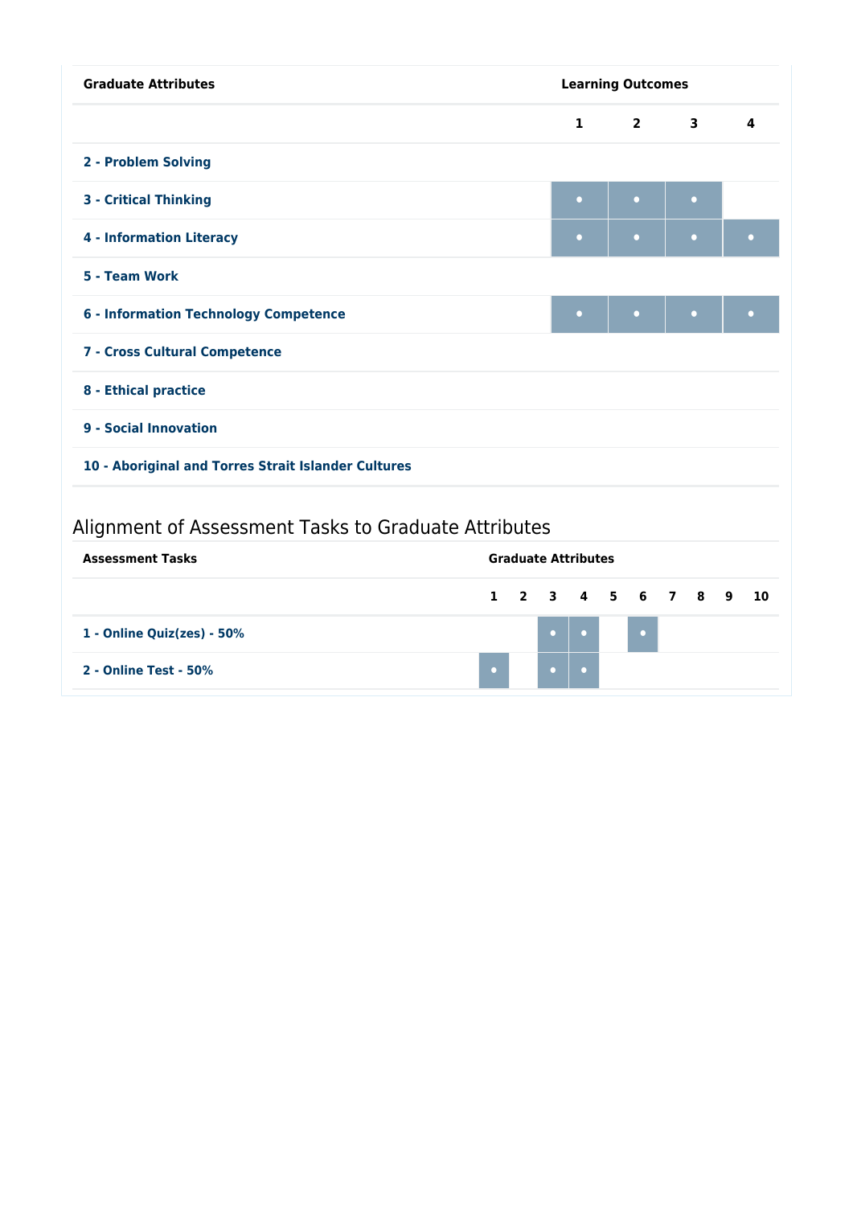| Graduate Attributes | Learning Outcomes | | | |
|---|---|---|---|---|
| | 1 | 2 | 3 | 4 |
| 2 - Problem Solving | | | | |
| 3 - Critical Thinking | • | • | • | |
| 4 - Information Literacy | • | • | • | • |
| 5 - Team Work | | | | |
| 6 - Information Technology Competence | • | • | • | • |
| 7 - Cross Cultural Competence | | | | |
| 8 - Ethical practice | | | | |
| 9 - Social Innovation | | | | |
| 10 - Aboriginal and Torres Strait Islander Cultures | | | | |

## Alignment of Assessment Tasks to Graduate Attributes

| Assessment Tasks | Graduate Attributes | | | | | | | | | |
|---|---|---|---|---|---|---|---|---|---|---|
| | 1 | 2 | 3 | 4 | 5 | 6 | 7 | 8 | 9 | 10 |
| 1 - Online Quiz(zes) - 50% | | | • | • | | • | | | | |
| 2 - Online Test - 50% | • | | • | • | | | | | | |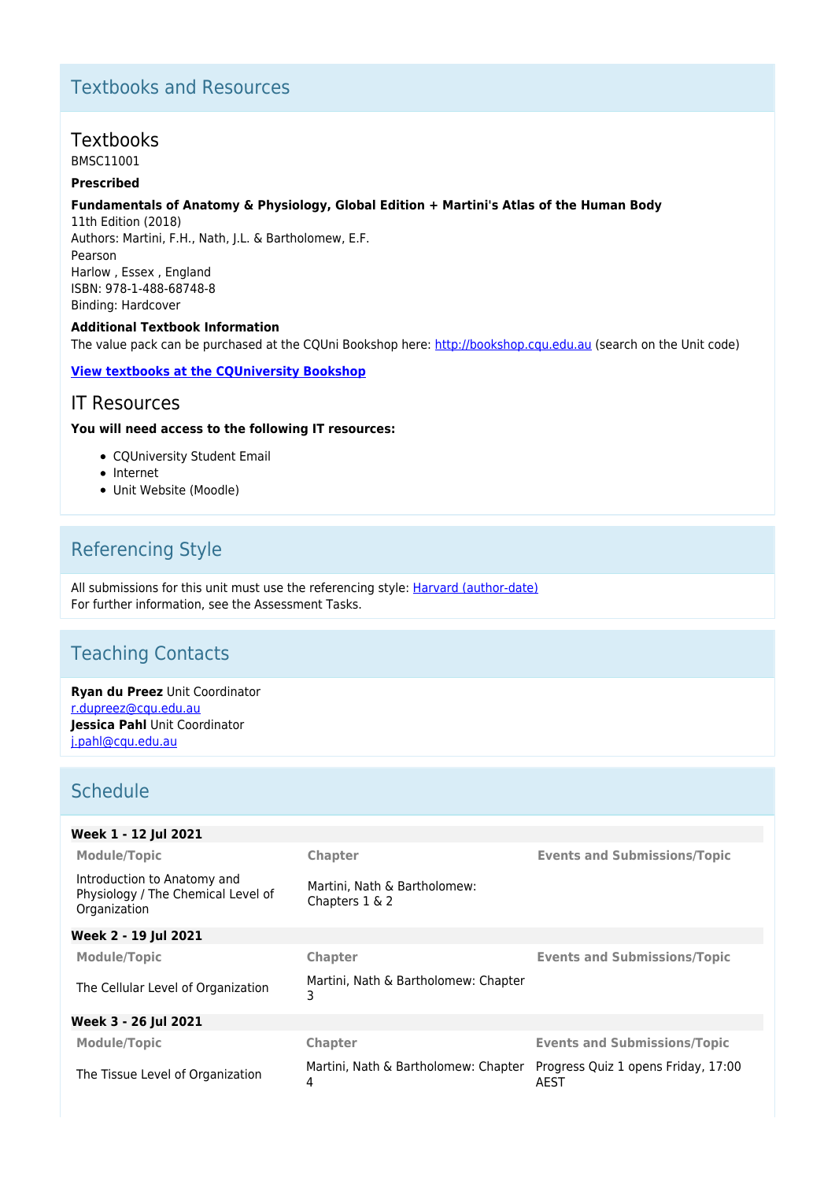## Textbooks and Resources

### Textbooks

BMSC11001

**Prescribed**

**Fundamentals of Anatomy & Physiology, Global Edition + Martini's Atlas of the Human Body**

11th Edition (2018)
Authors: Martini, F.H., Nath, J.L. & Bartholomew, E.F.
Pearson
Harlow , Essex , England
ISBN: 978-1-488-68748-8
Binding: Hardcover

**Additional Textbook Information**

The value pack can be purchased at the CQUni Bookshop here: http://bookshop.cqu.edu.au (search on the Unit code)

**View textbooks at the CQUniversity Bookshop**

### IT Resources

**You will need access to the following IT resources:**

- CQUniversity Student Email
- Internet
- Unit Website (Moodle)

## Referencing Style

All submissions for this unit must use the referencing style: Harvard (author-date)
For further information, see the Assessment Tasks.

## Teaching Contacts

**Ryan du Preez** Unit Coordinator
r.dupreez@cqu.edu.au
**Jessica Pahl** Unit Coordinator
j.pahl@cqu.edu.au

## Schedule

**Week 1 - 12 Jul 2021**

| Module/Topic | Chapter | Events and Submissions/Topic |
|---|---|---|
| Introduction to Anatomy and Physiology / The Chemical Level of Organization | Martini, Nath & Bartholomew: Chapters 1 & 2 | |

**Week 2 - 19 Jul 2021**

| Module/Topic | Chapter | Events and Submissions/Topic |
|---|---|---|
| The Cellular Level of Organization | Martini, Nath & Bartholomew: Chapter 3 | |

**Week 3 - 26 Jul 2021**

| Module/Topic | Chapter | Events and Submissions/Topic |
|---|---|---|
| The Tissue Level of Organization | Martini, Nath & Bartholomew: Chapter 4 | Progress Quiz 1 opens Friday, 17:00 AEST |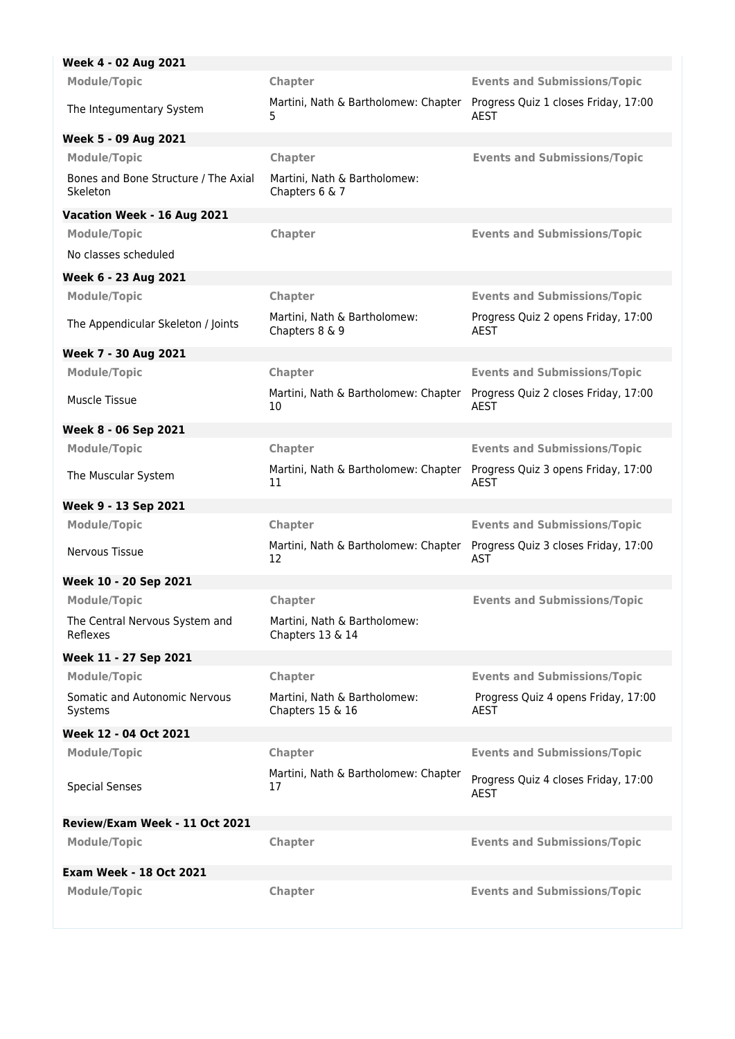| Week 4 - 02 Aug 2021 | | |
|---|---|---|
| **Module/Topic** | **Chapter** | **Events and Submissions/Topic** |
| The Integumentary System | Martini, Nath & Bartholomew: Chapter 5 | Progress Quiz 1 closes Friday, 17:00 AEST |
| **Week 5 - 09 Aug 2021** | | |
| **Module/Topic** | **Chapter** | **Events and Submissions/Topic** |
| Bones and Bone Structure / The Axial Skeleton | Martini, Nath & Bartholomew: Chapters 6 & 7 | |
| **Vacation Week - 16 Aug 2021** | | |
| **Module/Topic** | **Chapter** | **Events and Submissions/Topic** |
| No classes scheduled | | |
| **Week 6 - 23 Aug 2021** | | |
| **Module/Topic** | **Chapter** | **Events and Submissions/Topic** |
| The Appendicular Skeleton / Joints | Martini, Nath & Bartholomew: Chapters 8 & 9 | Progress Quiz 2 opens Friday, 17:00 AEST |
| **Week 7 - 30 Aug 2021** | | |
| **Module/Topic** | **Chapter** | **Events and Submissions/Topic** |
| Muscle Tissue | Martini, Nath & Bartholomew: Chapter 10 | Progress Quiz 2 closes Friday, 17:00 AEST |
| **Week 8 - 06 Sep 2021** | | |
| **Module/Topic** | **Chapter** | **Events and Submissions/Topic** |
| The Muscular System | Martini, Nath & Bartholomew: Chapter 11 | Progress Quiz 3 opens Friday, 17:00 AEST |
| **Week 9 - 13 Sep 2021** | | |
| **Module/Topic** | **Chapter** | **Events and Submissions/Topic** |
| Nervous Tissue | Martini, Nath & Bartholomew: Chapter 12 | Progress Quiz 3 closes Friday, 17:00 AST |
| **Week 10 - 20 Sep 2021** | | |
| **Module/Topic** | **Chapter** | **Events and Submissions/Topic** |
| The Central Nervous System and Reflexes | Martini, Nath & Bartholomew: Chapters 13 & 14 | |
| **Week 11 - 27 Sep 2021** | | |
| **Module/Topic** | **Chapter** | **Events and Submissions/Topic** |
| Somatic and Autonomic Nervous Systems | Martini, Nath & Bartholomew: Chapters 15 & 16 | Progress Quiz 4 opens Friday, 17:00 AEST |
| **Week 12 - 04 Oct 2021** | | |
| **Module/Topic** | **Chapter** | **Events and Submissions/Topic** |
| Special Senses | Martini, Nath & Bartholomew: Chapter 17 | Progress Quiz 4 closes Friday, 17:00 AEST |
| **Review/Exam Week - 11 Oct 2021** | | |
| **Module/Topic** | **Chapter** | **Events and Submissions/Topic** |
| **Exam Week - 18 Oct 2021** | | |
| **Module/Topic** | **Chapter** | **Events and Submissions/Topic** |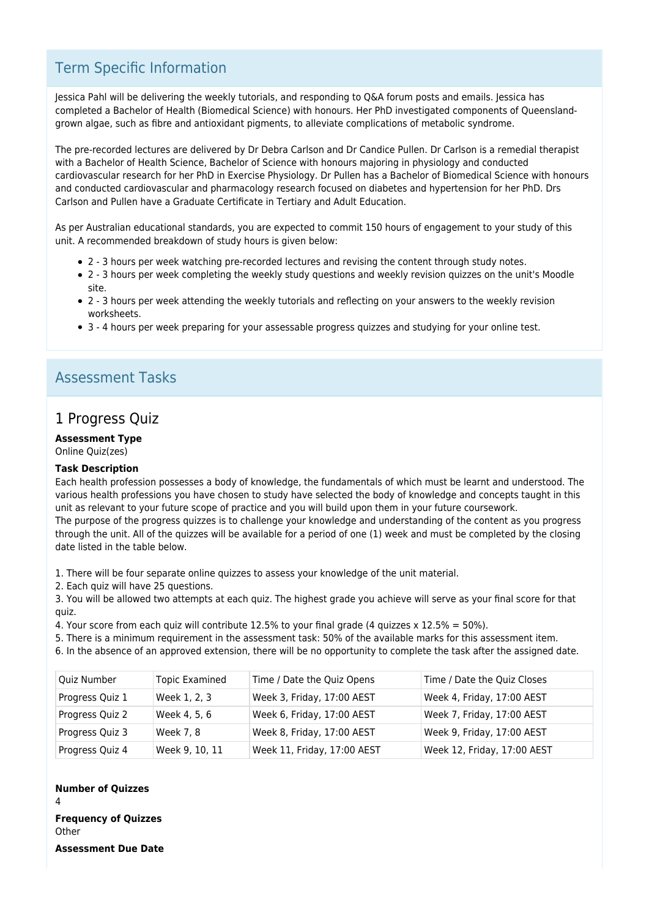## Term Specific Information

Jessica Pahl will be delivering the weekly tutorials, and responding to Q&A forum posts and emails. Jessica has completed a Bachelor of Health (Biomedical Science) with honours. Her PhD investigated components of Queensland-grown algae, such as fibre and antioxidant pigments, to alleviate complications of metabolic syndrome.

The pre-recorded lectures are delivered by Dr Debra Carlson and Dr Candice Pullen. Dr Carlson is a remedial therapist with a Bachelor of Health Science, Bachelor of Science with honours majoring in physiology and conducted cardiovascular research for her PhD in Exercise Physiology. Dr Pullen has a Bachelor of Biomedical Science with honours and conducted cardiovascular and pharmacology research focused on diabetes and hypertension for her PhD. Drs Carlson and Pullen have a Graduate Certificate in Tertiary and Adult Education.

As per Australian educational standards, you are expected to commit 150 hours of engagement to your study of this unit. A recommended breakdown of study hours is given below:

- 2 - 3 hours per week watching pre-recorded lectures and revising the content through study notes.
- 2 - 3 hours per week completing the weekly study questions and weekly revision quizzes on the unit's Moodle site.
- 2 - 3 hours per week attending the weekly tutorials and reflecting on your answers to the weekly revision worksheets.
- 3 - 4 hours per week preparing for your assessable progress quizzes and studying for your online test.

## Assessment Tasks

### 1 Progress Quiz

**Assessment Type**
Online Quiz(zes)

**Task Description**
Each health profession possesses a body of knowledge, the fundamentals of which must be learnt and understood. The various health professions you have chosen to study have selected the body of knowledge and concepts taught in this unit as relevant to your future scope of practice and you will build upon them in your future coursework.
The purpose of the progress quizzes is to challenge your knowledge and understanding of the content as you progress through the unit. All of the quizzes will be available for a period of one (1) week and must be completed by the closing date listed in the table below.

1. There will be four separate online quizzes to assess your knowledge of the unit material.
2. Each quiz will have 25 questions.
3. You will be allowed two attempts at each quiz. The highest grade you achieve will serve as your final score for that quiz.
4. Your score from each quiz will contribute 12.5% to your final grade (4 quizzes x 12.5% = 50%).
5. There is a minimum requirement in the assessment task: 50% of the available marks for this assessment item.
6. In the absence of an approved extension, there will be no opportunity to complete the task after the assigned date.

| Quiz Number | Topic Examined | Time / Date the Quiz Opens | Time / Date the Quiz Closes |
|---|---|---|---|
| Progress Quiz 1 | Week 1, 2, 3 | Week 3, Friday, 17:00 AEST | Week 4, Friday, 17:00 AEST |
| Progress Quiz 2 | Week 4, 5, 6 | Week 6, Friday, 17:00 AEST | Week 7, Friday, 17:00 AEST |
| Progress Quiz 3 | Week 7, 8 | Week 8, Friday, 17:00 AEST | Week 9, Friday, 17:00 AEST |
| Progress Quiz 4 | Week 9, 10, 11 | Week 11, Friday, 17:00 AEST | Week 12, Friday, 17:00 AEST |

**Number of Quizzes**
4

**Frequency of Quizzes**
Other

**Assessment Due Date**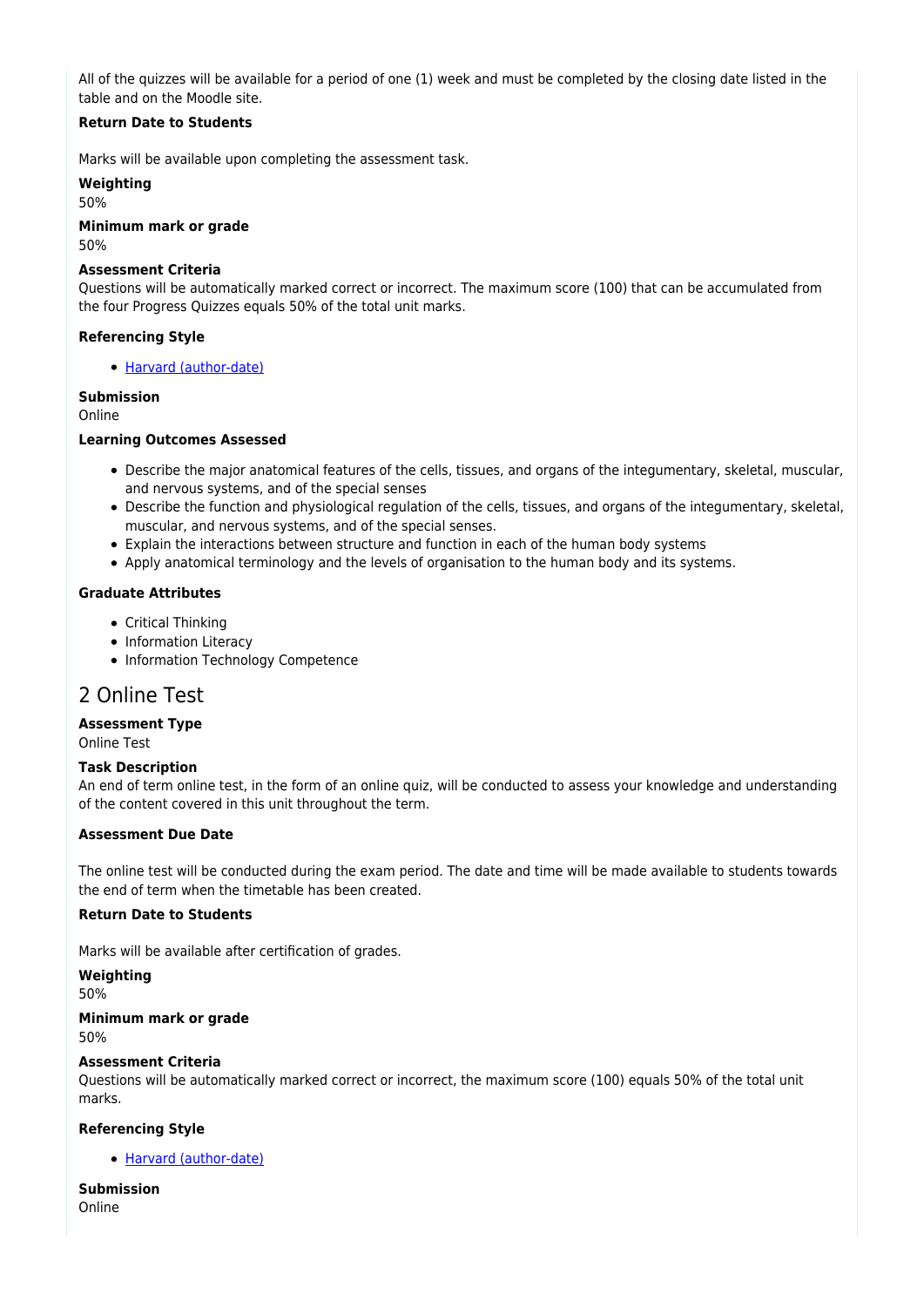All of the quizzes will be available for a period of one (1) week and must be completed by the closing date listed in the table and on the Moodle site.

**Return Date to Students**

Marks will be available upon completing the assessment task.

**Weighting**
50%

**Minimum mark or grade**
50%

**Assessment Criteria**
Questions will be automatically marked correct or incorrect. The maximum score (100) that can be accumulated from the four Progress Quizzes equals 50% of the total unit marks.

**Referencing Style**

- Harvard (author-date)

**Submission**
Online

**Learning Outcomes Assessed**

- Describe the major anatomical features of the cells, tissues, and organs of the integumentary, skeletal, muscular, and nervous systems, and of the special senses
- Describe the function and physiological regulation of the cells, tissues, and organs of the integumentary, skeletal, muscular, and nervous systems, and of the special senses.
- Explain the interactions between structure and function in each of the human body systems
- Apply anatomical terminology and the levels of organisation to the human body and its systems.

**Graduate Attributes**

- Critical Thinking
- Information Literacy
- Information Technology Competence

## 2 Online Test

**Assessment Type**
Online Test

**Task Description**
An end of term online test, in the form of an online quiz, will be conducted to assess your knowledge and understanding of the content covered in this unit throughout the term.

**Assessment Due Date**

The online test will be conducted during the exam period. The date and time will be made available to students towards the end of term when the timetable has been created.

**Return Date to Students**

Marks will be available after certification of grades.

**Weighting**
50%

**Minimum mark or grade**
50%

**Assessment Criteria**
Questions will be automatically marked correct or incorrect, the maximum score (100) equals 50% of the total unit marks.

**Referencing Style**

- Harvard (author-date)

**Submission**
Online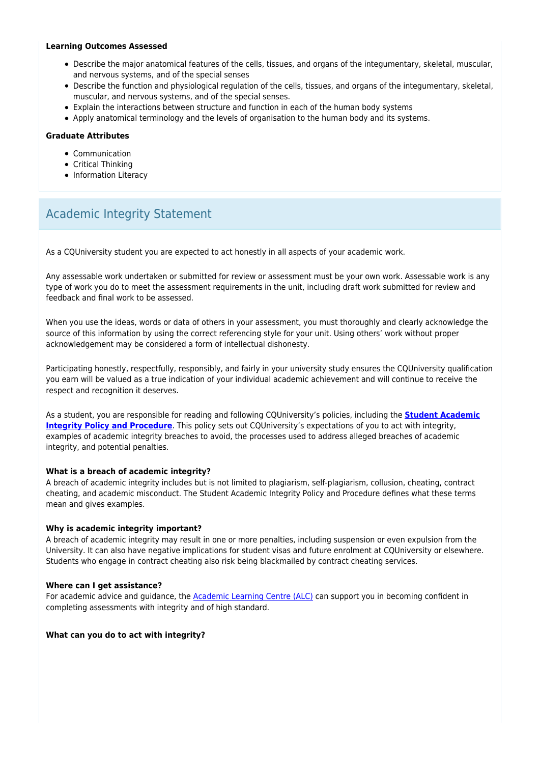**Learning Outcomes Assessed**

- Describe the major anatomical features of the cells, tissues, and organs of the integumentary, skeletal, muscular, and nervous systems, and of the special senses
- Describe the function and physiological regulation of the cells, tissues, and organs of the integumentary, skeletal, muscular, and nervous systems, and of the special senses.
- Explain the interactions between structure and function in each of the human body systems
- Apply anatomical terminology and the levels of organisation to the human body and its systems.

**Graduate Attributes**

- Communication
- Critical Thinking
- Information Literacy

## Academic Integrity Statement

As a CQUniversity student you are expected to act honestly in all aspects of your academic work.

Any assessable work undertaken or submitted for review or assessment must be your own work. Assessable work is any type of work you do to meet the assessment requirements in the unit, including draft work submitted for review and feedback and final work to be assessed.

When you use the ideas, words or data of others in your assessment, you must thoroughly and clearly acknowledge the source of this information by using the correct referencing style for your unit. Using others' work without proper acknowledgement may be considered a form of intellectual dishonesty.

Participating honestly, respectfully, responsibly, and fairly in your university study ensures the CQUniversity qualification you earn will be valued as a true indication of your individual academic achievement and will continue to receive the respect and recognition it deserves.

As a student, you are responsible for reading and following CQUniversity's policies, including the **Student Academic Integrity Policy and Procedure**. This policy sets out CQUniversity's expectations of you to act with integrity, examples of academic integrity breaches to avoid, the processes used to address alleged breaches of academic integrity, and potential penalties.

**What is a breach of academic integrity?**
A breach of academic integrity includes but is not limited to plagiarism, self-plagiarism, collusion, cheating, contract cheating, and academic misconduct. The Student Academic Integrity Policy and Procedure defines what these terms mean and gives examples.

**Why is academic integrity important?**
A breach of academic integrity may result in one or more penalties, including suspension or even expulsion from the University. It can also have negative implications for student visas and future enrolment at CQUniversity or elsewhere. Students who engage in contract cheating also risk being blackmailed by contract cheating services.

**Where can I get assistance?**
For academic advice and guidance, the Academic Learning Centre (ALC) can support you in becoming confident in completing assessments with integrity and of high standard.

**What can you do to act with integrity?**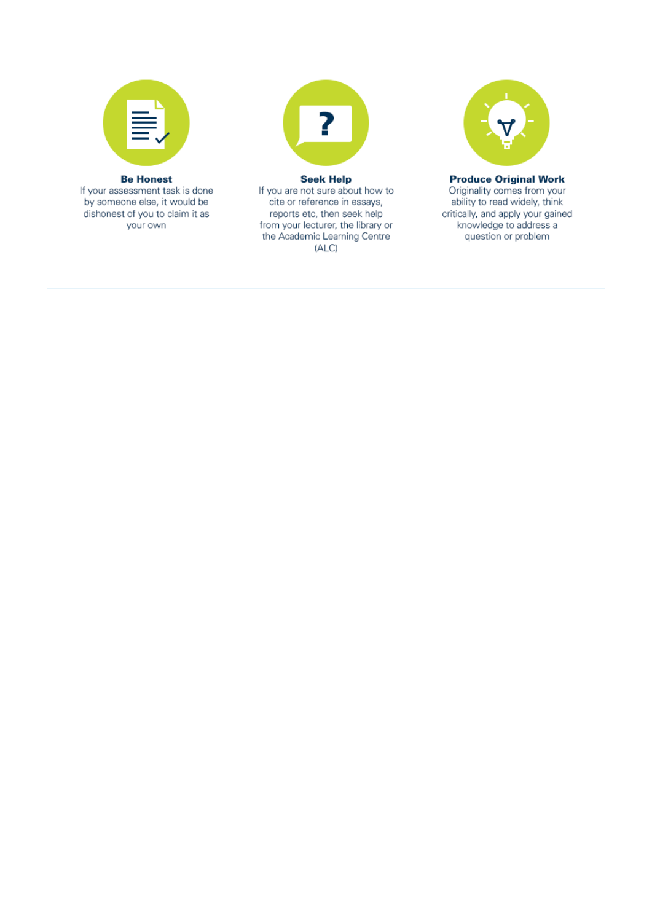**Be Honest**
If your assessment task is done by someone else, it would be dishonest of you to claim it as your own

**Seek Help**
If you are not sure about how to cite or reference in essays, reports etc, then seek help from your lecturer, the library or the Academic Learning Centre (ALC)

**Produce Original Work**
Originality comes from your ability to read widely, think critically, and apply your gained knowledge to address a question or problem